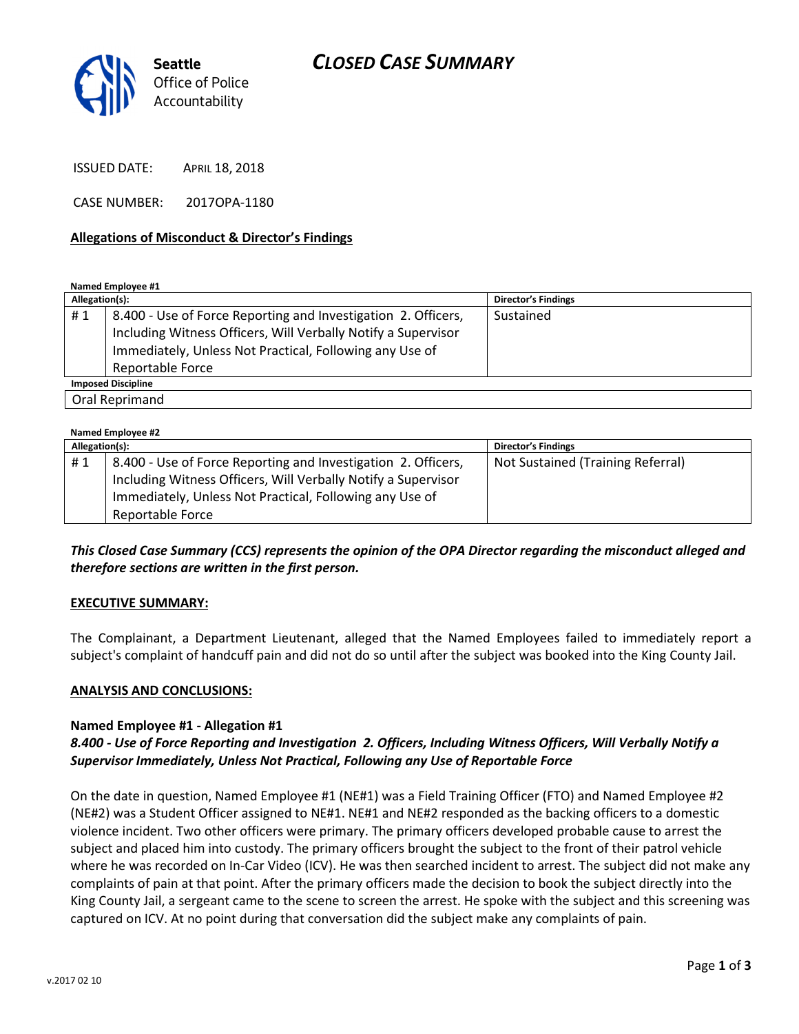Seattle Office of Police Accountability

# CLOSED CASE SUMMARY

ISSUED DATE: APRIL 18, 2018

CASE NUMBER: 2017OPA-1180

## Allegations of Misconduct & Director's Findings

**Named Employee #1**

| Allegation(s): | | Director's Findings |
|---|---|---|
| # 1 | 8.400 - Use of Force Reporting and Investigation 2. Officers, Including Witness Officers, Will Verbally Notify a Supervisor Immediately, Unless Not Practical, Following any Use of Reportable Force | Sustained |
| **Imposed Discipline** | | |
| Oral Reprimand | | |

**Named Employee #2**

| Allegation(s): | | Director's Findings |
|---|---|---|
| # 1 | 8.400 - Use of Force Reporting and Investigation 2. Officers, Including Witness Officers, Will Verbally Notify a Supervisor Immediately, Unless Not Practical, Following any Use of Reportable Force | Not Sustained (Training Referral) |

***This Closed Case Summary (CCS) represents the opinion of the OPA Director regarding the misconduct alleged and therefore sections are written in the first person.***

## EXECUTIVE SUMMARY:

The Complainant, a Department Lieutenant, alleged that the Named Employees failed to immediately report a subject's complaint of handcuff pain and did not do so until after the subject was booked into the King County Jail.

## ANALYSIS AND CONCLUSIONS:

### Named Employee #1 - Allegation #1
***8.400 - Use of Force Reporting and Investigation 2. Officers, Including Witness Officers, Will Verbally Notify a Supervisor Immediately, Unless Not Practical, Following any Use of Reportable Force***

On the date in question, Named Employee #1 (NE#1) was a Field Training Officer (FTO) and Named Employee #2 (NE#2) was a Student Officer assigned to NE#1. NE#1 and NE#2 responded as the backing officers to a domestic violence incident. Two other officers were primary. The primary officers developed probable cause to arrest the subject and placed him into custody. The primary officers brought the subject to the front of their patrol vehicle where he was recorded on In-Car Video (ICV). He was then searched incident to arrest. The subject did not make any complaints of pain at that point. After the primary officers made the decision to book the subject directly into the King County Jail, a sergeant came to the scene to screen the arrest. He spoke with the subject and this screening was captured on ICV. At no point during that conversation did the subject make any complaints of pain.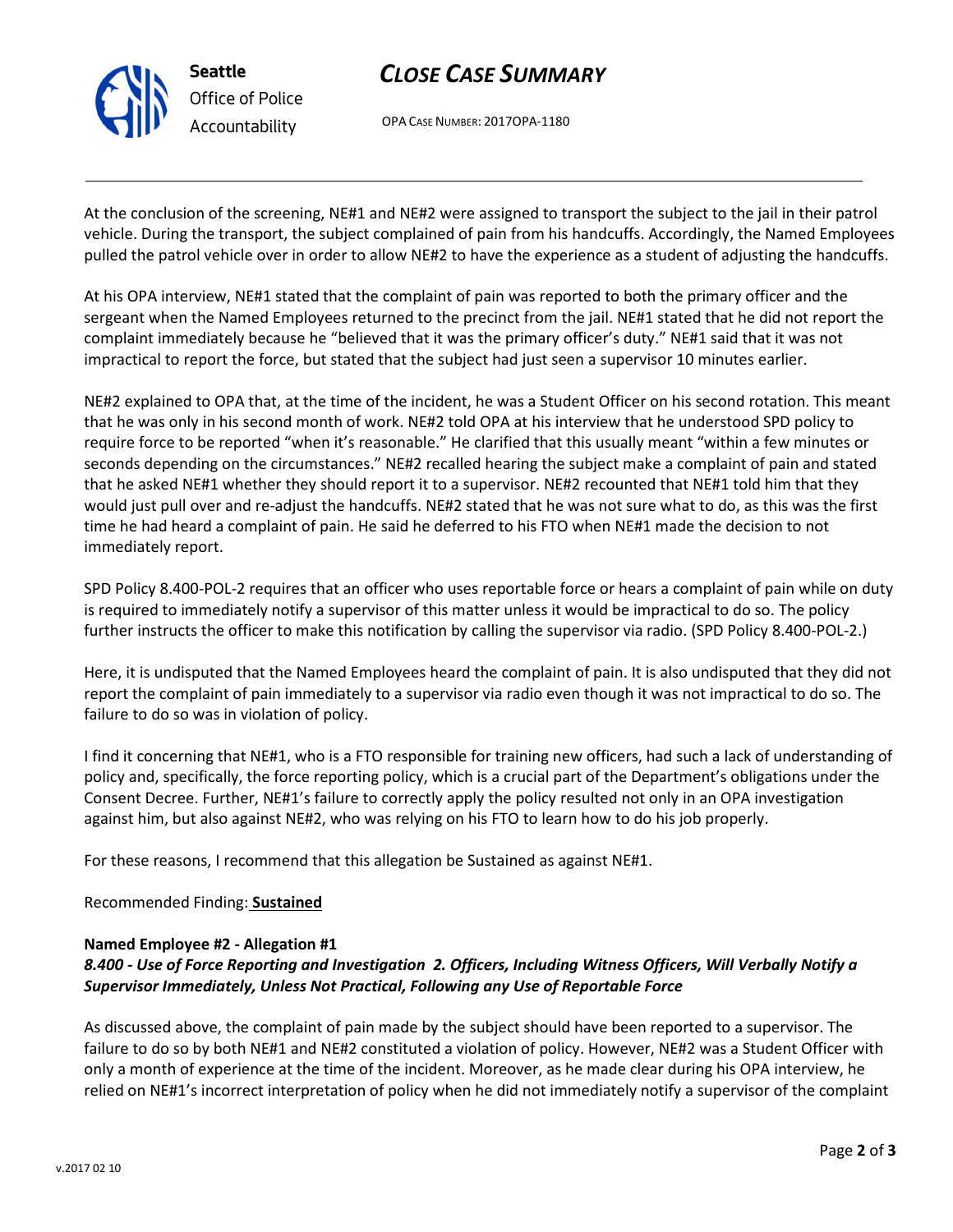At the conclusion of the screening, NE#1 and NE#2 were assigned to transport the subject to the jail in their patrol vehicle. During the transport, the subject complained of pain from his handcuffs. Accordingly, the Named Employees pulled the patrol vehicle over in order to allow NE#2 to have the experience as a student of adjusting the handcuffs.

At his OPA interview, NE#1 stated that the complaint of pain was reported to both the primary officer and the sergeant when the Named Employees returned to the precinct from the jail. NE#1 stated that he did not report the complaint immediately because he "believed that it was the primary officer's duty." NE#1 said that it was not impractical to report the force, but stated that the subject had just seen a supervisor 10 minutes earlier.

NE#2 explained to OPA that, at the time of the incident, he was a Student Officer on his second rotation. This meant that he was only in his second month of work. NE#2 told OPA at his interview that he understood SPD policy to require force to be reported "when it's reasonable." He clarified that this usually meant "within a few minutes or seconds depending on the circumstances." NE#2 recalled hearing the subject make a complaint of pain and stated that he asked NE#1 whether they should report it to a supervisor. NE#2 recounted that NE#1 told him that they would just pull over and re-adjust the handcuffs. NE#2 stated that he was not sure what to do, as this was the first time he had heard a complaint of pain. He said he deferred to his FTO when NE#1 made the decision to not immediately report.

SPD Policy 8.400-POL-2 requires that an officer who uses reportable force or hears a complaint of pain while on duty is required to immediately notify a supervisor of this matter unless it would be impractical to do so. The policy further instructs the officer to make this notification by calling the supervisor via radio. (SPD Policy 8.400-POL-2.)

Here, it is undisputed that the Named Employees heard the complaint of pain. It is also undisputed that they did not report the complaint of pain immediately to a supervisor via radio even though it was not impractical to do so. The failure to do so was in violation of policy.

I find it concerning that NE#1, who is a FTO responsible for training new officers, had such a lack of understanding of policy and, specifically, the force reporting policy, which is a crucial part of the Department's obligations under the Consent Decree. Further, NE#1's failure to correctly apply the policy resulted not only in an OPA investigation against him, but also against NE#2, who was relying on his FTO to learn how to do his job properly.

For these reasons, I recommend that this allegation be Sustained as against NE#1.

Recommended Finding: **Sustained**

**Named Employee #2 - Allegation #1**
***8.400 - Use of Force Reporting and Investigation 2. Officers, Including Witness Officers, Will Verbally Notify a Supervisor Immediately, Unless Not Practical, Following any Use of Reportable Force***

As discussed above, the complaint of pain made by the subject should have been reported to a supervisor. The failure to do so by both NE#1 and NE#2 constituted a violation of policy. However, NE#2 was a Student Officer with only a month of experience at the time of the incident. Moreover, as he made clear during his OPA interview, he relied on NE#1's incorrect interpretation of policy when he did not immediately notify a supervisor of the complaint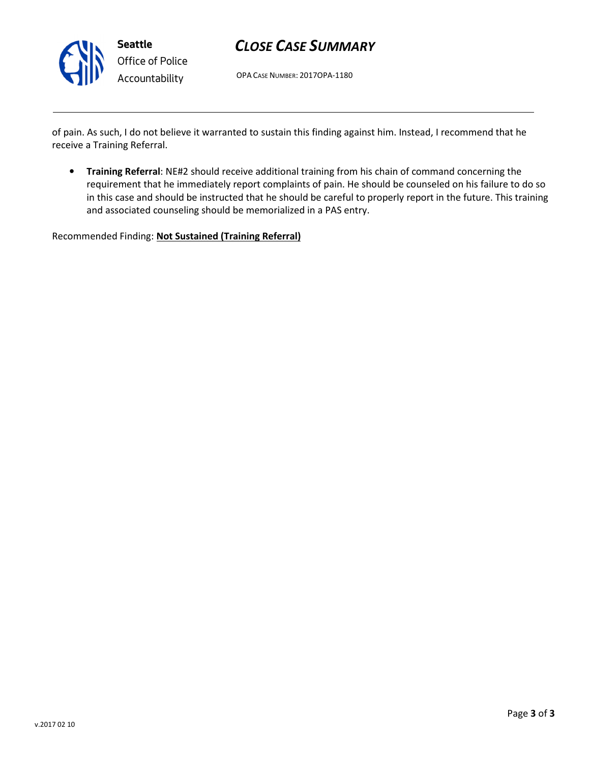of pain. As such, I do not believe it warranted to sustain this finding against him. Instead, I recommend that he receive a Training Referral.

- **Training Referral**: NE#2 should receive additional training from his chain of command concerning the requirement that he immediately report complaints of pain. He should be counseled on his failure to do so in this case and should be instructed that he should be careful to properly report in the future. This training and associated counseling should be memorialized in a PAS entry.

Recommended Finding: **Not Sustained (Training Referral)**